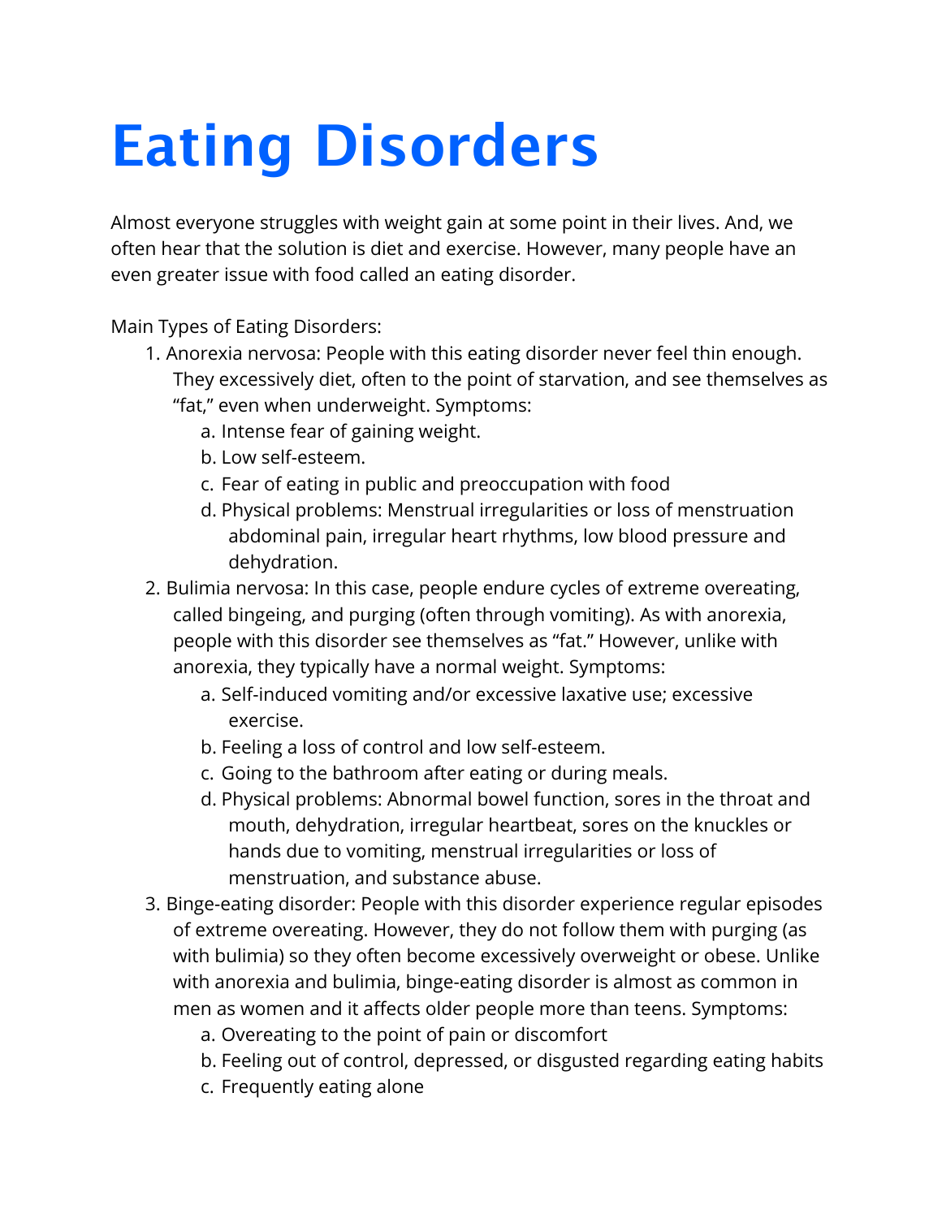# Eating Disorders

Almost everyone struggles with weight gain at some point in their lives. And, we often hear that the solution is diet and exercise. However, many people have an even greater issue with food called an eating disorder.

Main Types of Eating Disorders:

1. Anorexia nervosa: People with this eating disorder never feel thin enough. They excessively diet, often to the point of starvation, and see themselves as "fat," even when underweight. Symptoms:
   a. Intense fear of gaining weight.
   b. Low self-esteem.
   c. Fear of eating in public and preoccupation with food
   d. Physical problems: Menstrual irregularities or loss of menstruation abdominal pain, irregular heart rhythms, low blood pressure and dehydration.
2. Bulimia nervosa: In this case, people endure cycles of extreme overeating, called bingeing, and purging (often through vomiting). As with anorexia, people with this disorder see themselves as "fat." However, unlike with anorexia, they typically have a normal weight. Symptoms:
   a. Self-induced vomiting and/or excessive laxative use; excessive exercise.
   b. Feeling a loss of control and low self-esteem.
   c. Going to the bathroom after eating or during meals.
   d. Physical problems: Abnormal bowel function, sores in the throat and mouth, dehydration, irregular heartbeat, sores on the knuckles or hands due to vomiting, menstrual irregularities or loss of menstruation, and substance abuse.
3. Binge-eating disorder: People with this disorder experience regular episodes of extreme overeating. However, they do not follow them with purging (as with bulimia) so they often become excessively overweight or obese. Unlike with anorexia and bulimia, binge-eating disorder is almost as common in men as women and it affects older people more than teens. Symptoms:
   a. Overeating to the point of pain or discomfort
   b. Feeling out of control, depressed, or disgusted regarding eating habits
   c. Frequently eating alone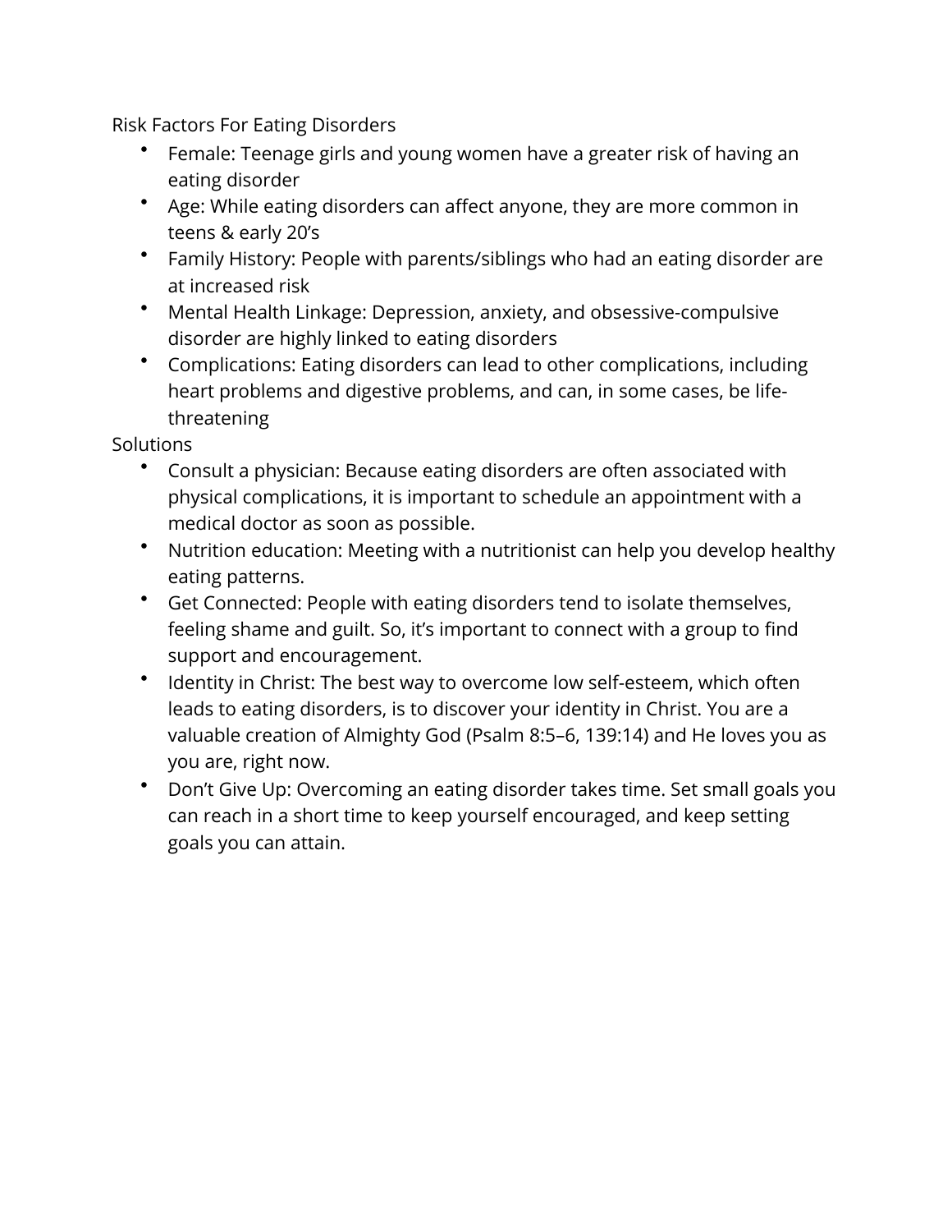Risk Factors For Eating Disorders

- Female: Teenage girls and young women have a greater risk of having an eating disorder
- Age: While eating disorders can affect anyone, they are more common in teens & early 20's
- Family History: People with parents/siblings who had an eating disorder are at increased risk
- Mental Health Linkage: Depression, anxiety, and obsessive-compulsive disorder are highly linked to eating disorders
- Complications: Eating disorders can lead to other complications, including heart problems and digestive problems, and can, in some cases, be life-threatening

Solutions

- Consult a physician: Because eating disorders are often associated with physical complications, it is important to schedule an appointment with a medical doctor as soon as possible.
- Nutrition education: Meeting with a nutritionist can help you develop healthy eating patterns.
- Get Connected: People with eating disorders tend to isolate themselves, feeling shame and guilt. So, it's important to connect with a group to find support and encouragement.
- Identity in Christ: The best way to overcome low self-esteem, which often leads to eating disorders, is to discover your identity in Christ. You are a valuable creation of Almighty God (Psalm 8:5–6, 139:14) and He loves you as you are, right now.
- Don't Give Up: Overcoming an eating disorder takes time. Set small goals you can reach in a short time to keep yourself encouraged, and keep setting goals you can attain.